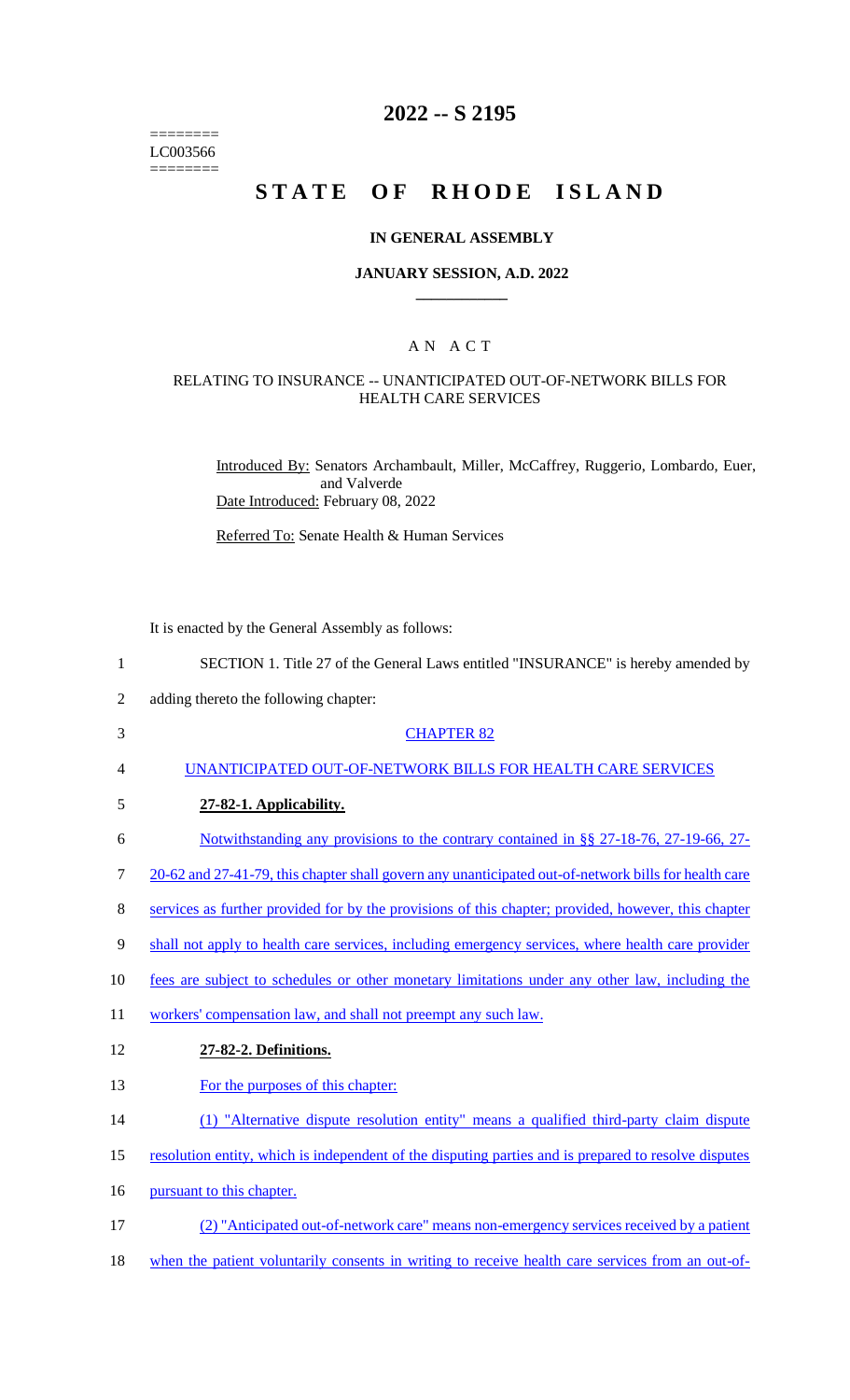========
LC003566
========

# 2022 -- S 2195

# STATE OF RHODE ISLAND

### IN GENERAL ASSEMBLY

### JANUARY SESSION, A.D. 2022

### A N A C T

#### RELATING TO INSURANCE -- UNANTICIPATED OUT-OF-NETWORK BILLS FOR HEALTH CARE SERVICES

Introduced By: Senators Archambault, Miller, McCaffrey, Ruggerio, Lombardo, Euer, and Valverde

Date Introduced: February 08, 2022

Referred To: Senate Health & Human Services

It is enacted by the General Assembly as follows:

1 SECTION 1. Title 27 of the General Laws entitled "INSURANCE" is hereby amended by
2 adding thereto the following chapter:

3 CHAPTER 82

4 UNANTICIPATED OUT-OF-NETWORK BILLS FOR HEALTH CARE SERVICES

5 **27-82-1. Applicability.**

6 Notwithstanding any provisions to the contrary contained in §§ 27-18-76, 27-19-66, 27-
7 20-62 and 27-41-79, this chapter shall govern any unanticipated out-of-network bills for health care
8 services as further provided for by the provisions of this chapter; provided, however, this chapter
9 shall not apply to health care services, including emergency services, where health care provider
10 fees are subject to schedules or other monetary limitations under any other law, including the
11 workers' compensation law, and shall not preempt any such law.

12 **27-82-2. Definitions.**

13 For the purposes of this chapter:

14 (1) "Alternative dispute resolution entity" means a qualified third-party claim dispute
15 resolution entity, which is independent of the disputing parties and is prepared to resolve disputes
16 pursuant to this chapter.

17 (2) "Anticipated out-of-network care" means non-emergency services received by a patient
18 when the patient voluntarily consents in writing to receive health care services from an out-of-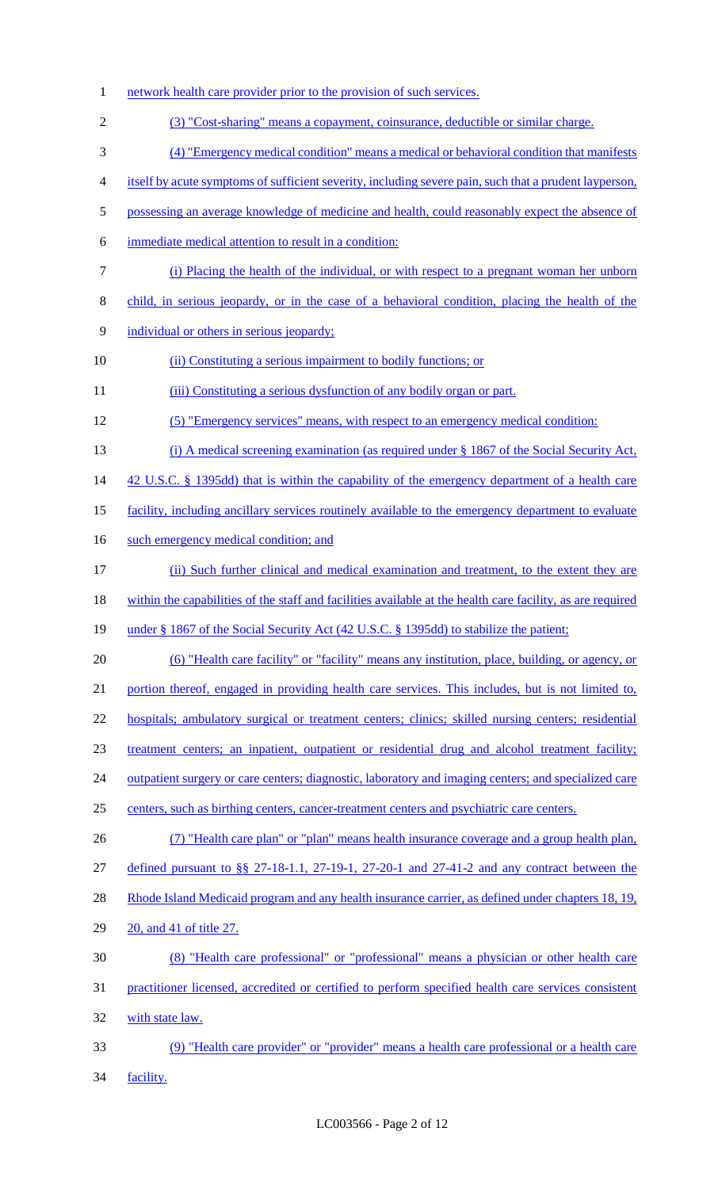network health care provider prior to the provision of such services.

(3) "Cost-sharing" means a copayment, coinsurance, deductible or similar charge.

(4) "Emergency medical condition" means a medical or behavioral condition that manifests itself by acute symptoms of sufficient severity, including severe pain, such that a prudent layperson, possessing an average knowledge of medicine and health, could reasonably expect the absence of immediate medical attention to result in a condition:

(i) Placing the health of the individual, or with respect to a pregnant woman her unborn child, in serious jeopardy, or in the case of a behavioral condition, placing the health of the individual or others in serious jeopardy;

(ii) Constituting a serious impairment to bodily functions; or

(iii) Constituting a serious dysfunction of any bodily organ or part.

(5) "Emergency services" means, with respect to an emergency medical condition:

(i) A medical screening examination (as required under § 1867 of the Social Security Act, 42 U.S.C. § 1395dd) that is within the capability of the emergency department of a health care facility, including ancillary services routinely available to the emergency department to evaluate such emergency medical condition; and

(ii) Such further clinical and medical examination and treatment, to the extent they are within the capabilities of the staff and facilities available at the health care facility, as are required under § 1867 of the Social Security Act (42 U.S.C. § 1395dd) to stabilize the patient;

(6) "Health care facility" or "facility" means any institution, place, building, or agency, or portion thereof, engaged in providing health care services. This includes, but is not limited to, hospitals; ambulatory surgical or treatment centers; clinics; skilled nursing centers; residential treatment centers; an inpatient, outpatient or residential drug and alcohol treatment facility; outpatient surgery or care centers; diagnostic, laboratory and imaging centers; and specialized care centers, such as birthing centers, cancer-treatment centers and psychiatric care centers.

(7) "Health care plan" or "plan" means health insurance coverage and a group health plan, defined pursuant to §§ 27-18-1.1, 27-19-1, 27-20-1 and 27-41-2 and any contract between the Rhode Island Medicaid program and any health insurance carrier, as defined under chapters 18, 19, 20, and 41 of title 27.

(8) "Health care professional" or "professional" means a physician or other health care practitioner licensed, accredited or certified to perform specified health care services consistent with state law.

(9) "Health care provider" or "provider" means a health care professional or a health care facility.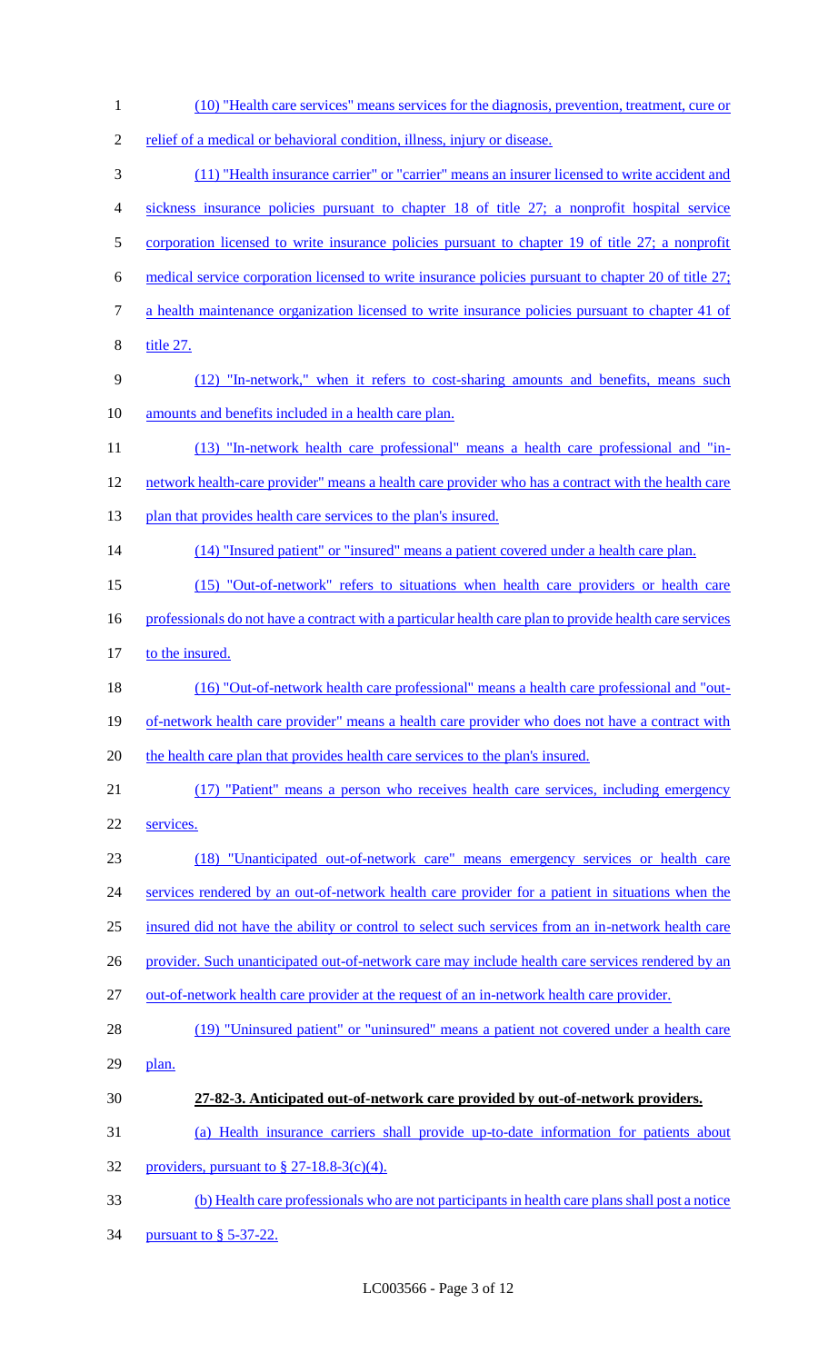(10) "Health care services" means services for the diagnosis, prevention, treatment, cure or relief of a medical or behavioral condition, illness, injury or disease.

(11) "Health insurance carrier" or "carrier" means an insurer licensed to write accident and sickness insurance policies pursuant to chapter 18 of title 27; a nonprofit hospital service corporation licensed to write insurance policies pursuant to chapter 19 of title 27; a nonprofit medical service corporation licensed to write insurance policies pursuant to chapter 20 of title 27; a health maintenance organization licensed to write insurance policies pursuant to chapter 41 of title 27.

(12) "In-network," when it refers to cost-sharing amounts and benefits, means such amounts and benefits included in a health care plan.

(13) "In-network health care professional" means a health care professional and "in-network health-care provider" means a health care provider who has a contract with the health care plan that provides health care services to the plan's insured.

(14) "Insured patient" or "insured" means a patient covered under a health care plan.

(15) "Out-of-network" refers to situations when health care providers or health care professionals do not have a contract with a particular health care plan to provide health care services to the insured.

(16) "Out-of-network health care professional" means a health care professional and "out-of-network health care provider" means a health care provider who does not have a contract with the health care plan that provides health care services to the plan's insured.

(17) "Patient" means a person who receives health care services, including emergency services.

(18) "Unanticipated out-of-network care" means emergency services or health care services rendered by an out-of-network health care provider for a patient in situations when the insured did not have the ability or control to select such services from an in-network health care provider. Such unanticipated out-of-network care may include health care services rendered by an out-of-network health care provider at the request of an in-network health care provider.

(19) "Uninsured patient" or "uninsured" means a patient not covered under a health care plan.

**27-82-3. Anticipated out-of-network care provided by out-of-network providers.**

(a) Health insurance carriers shall provide up-to-date information for patients about providers, pursuant to § 27-18.8-3(c)(4).

(b) Health care professionals who are not participants in health care plans shall post a notice pursuant to § 5-37-22.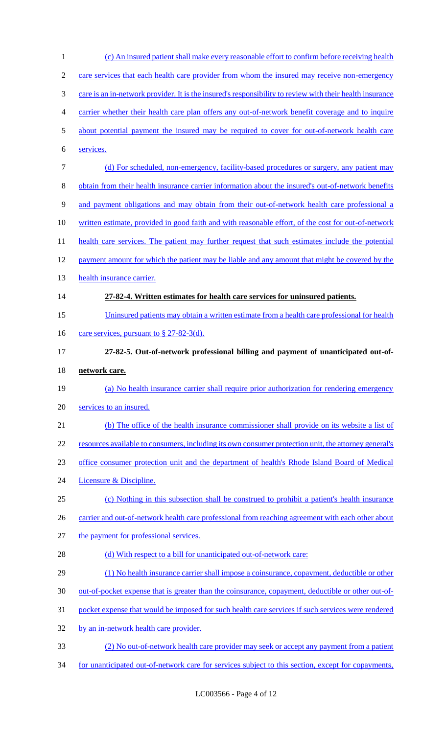(c) An insured patient shall make every reasonable effort to confirm before receiving health care services that each health care provider from whom the insured may receive non-emergency care is an in-network provider. It is the insured's responsibility to review with their health insurance carrier whether their health care plan offers any out-of-network benefit coverage and to inquire about potential payment the insured may be required to cover for out-of-network health care services.

(d) For scheduled, non-emergency, facility-based procedures or surgery, any patient may obtain from their health insurance carrier information about the insured's out-of-network benefits and payment obligations and may obtain from their out-of-network health care professional a written estimate, provided in good faith and with reasonable effort, of the cost for out-of-network health care services. The patient may further request that such estimates include the potential payment amount for which the patient may be liable and any amount that might be covered by the health insurance carrier.

**27-82-4. Written estimates for health care services for uninsured patients.**

Uninsured patients may obtain a written estimate from a health care professional for health care services, pursuant to § 27-82-3(d).

**27-82-5. Out-of-network professional billing and payment of unanticipated out-of-network care.**

(a) No health insurance carrier shall require prior authorization for rendering emergency services to an insured.

(b) The office of the health insurance commissioner shall provide on its website a list of resources available to consumers, including its own consumer protection unit, the attorney general's office consumer protection unit and the department of health's Rhode Island Board of Medical Licensure & Discipline.

(c) Nothing in this subsection shall be construed to prohibit a patient's health insurance carrier and out-of-network health care professional from reaching agreement with each other about the payment for professional services.

(d) With respect to a bill for unanticipated out-of-network care:

(1) No health insurance carrier shall impose a coinsurance, copayment, deductible or other out-of-pocket expense that is greater than the coinsurance, copayment, deductible or other out-of-pocket expense that would be imposed for such health care services if such services were rendered by an in-network health care provider.

(2) No out-of-network health care provider may seek or accept any payment from a patient for unanticipated out-of-network care for services subject to this section, except for copayments,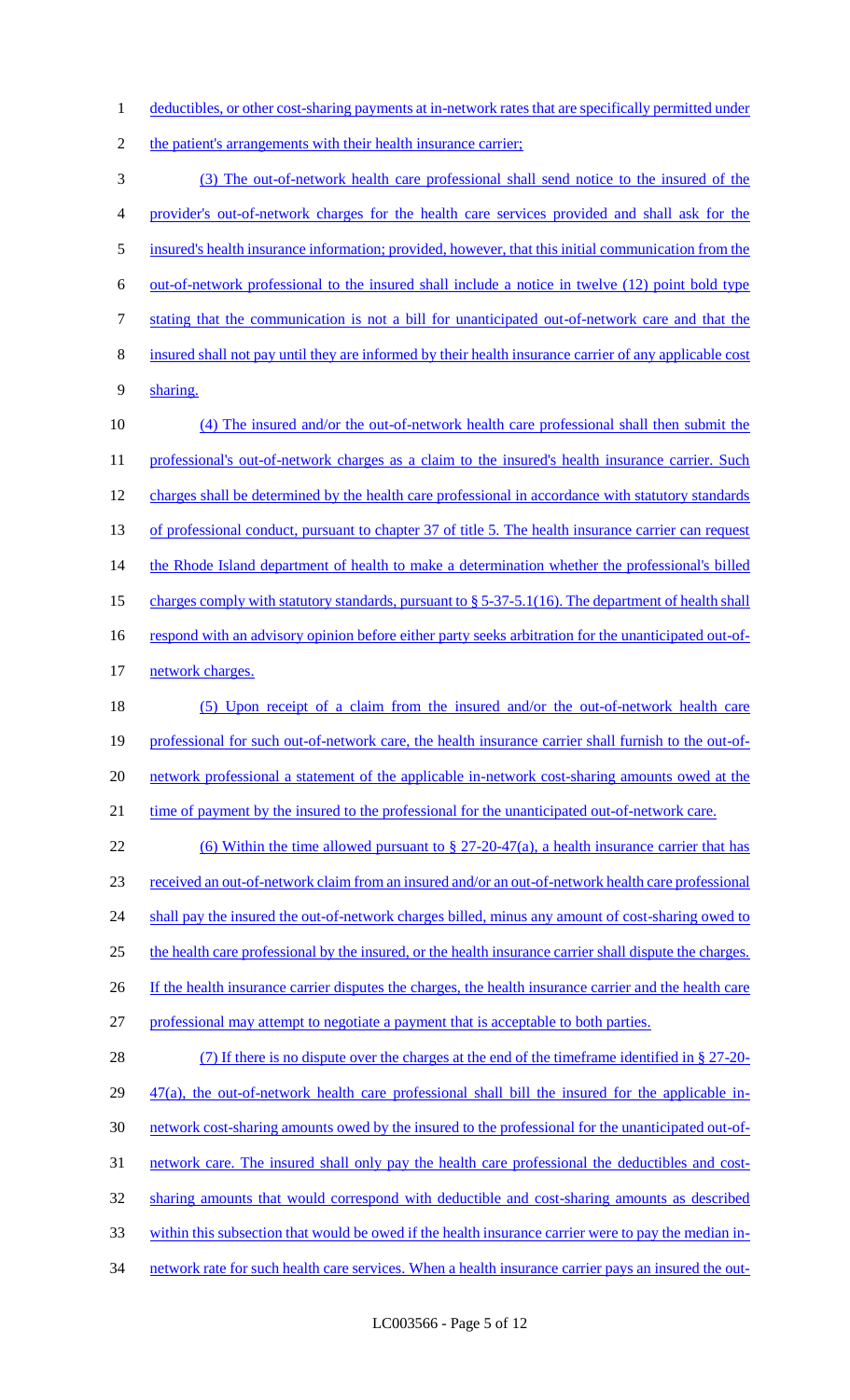deductibles, or other cost-sharing payments at in-network rates that are specifically permitted under the patient's arrangements with their health insurance carrier;

(3) The out-of-network health care professional shall send notice to the insured of the provider's out-of-network charges for the health care services provided and shall ask for the insured's health insurance information; provided, however, that this initial communication from the out-of-network professional to the insured shall include a notice in twelve (12) point bold type stating that the communication is not a bill for unanticipated out-of-network care and that the insured shall not pay until they are informed by their health insurance carrier of any applicable cost sharing.

(4) The insured and/or the out-of-network health care professional shall then submit the professional's out-of-network charges as a claim to the insured's health insurance carrier. Such charges shall be determined by the health care professional in accordance with statutory standards of professional conduct, pursuant to chapter 37 of title 5. The health insurance carrier can request the Rhode Island department of health to make a determination whether the professional's billed charges comply with statutory standards, pursuant to § 5-37-5.1(16). The department of health shall respond with an advisory opinion before either party seeks arbitration for the unanticipated out-of-network charges.

(5) Upon receipt of a claim from the insured and/or the out-of-network health care professional for such out-of-network care, the health insurance carrier shall furnish to the out-of-network professional a statement of the applicable in-network cost-sharing amounts owed at the time of payment by the insured to the professional for the unanticipated out-of-network care.

(6) Within the time allowed pursuant to § 27-20-47(a), a health insurance carrier that has received an out-of-network claim from an insured and/or an out-of-network health care professional shall pay the insured the out-of-network charges billed, minus any amount of cost-sharing owed to the health care professional by the insured, or the health insurance carrier shall dispute the charges. If the health insurance carrier disputes the charges, the health insurance carrier and the health care professional may attempt to negotiate a payment that is acceptable to both parties.

(7) If there is no dispute over the charges at the end of the timeframe identified in § 27-20-47(a), the out-of-network health care professional shall bill the insured for the applicable in-network cost-sharing amounts owed by the insured to the professional for the unanticipated out-of-network care. The insured shall only pay the health care professional the deductibles and cost-sharing amounts that would correspond with deductible and cost-sharing amounts as described within this subsection that would be owed if the health insurance carrier were to pay the median in-network rate for such health care services. When a health insurance carrier pays an insured the out-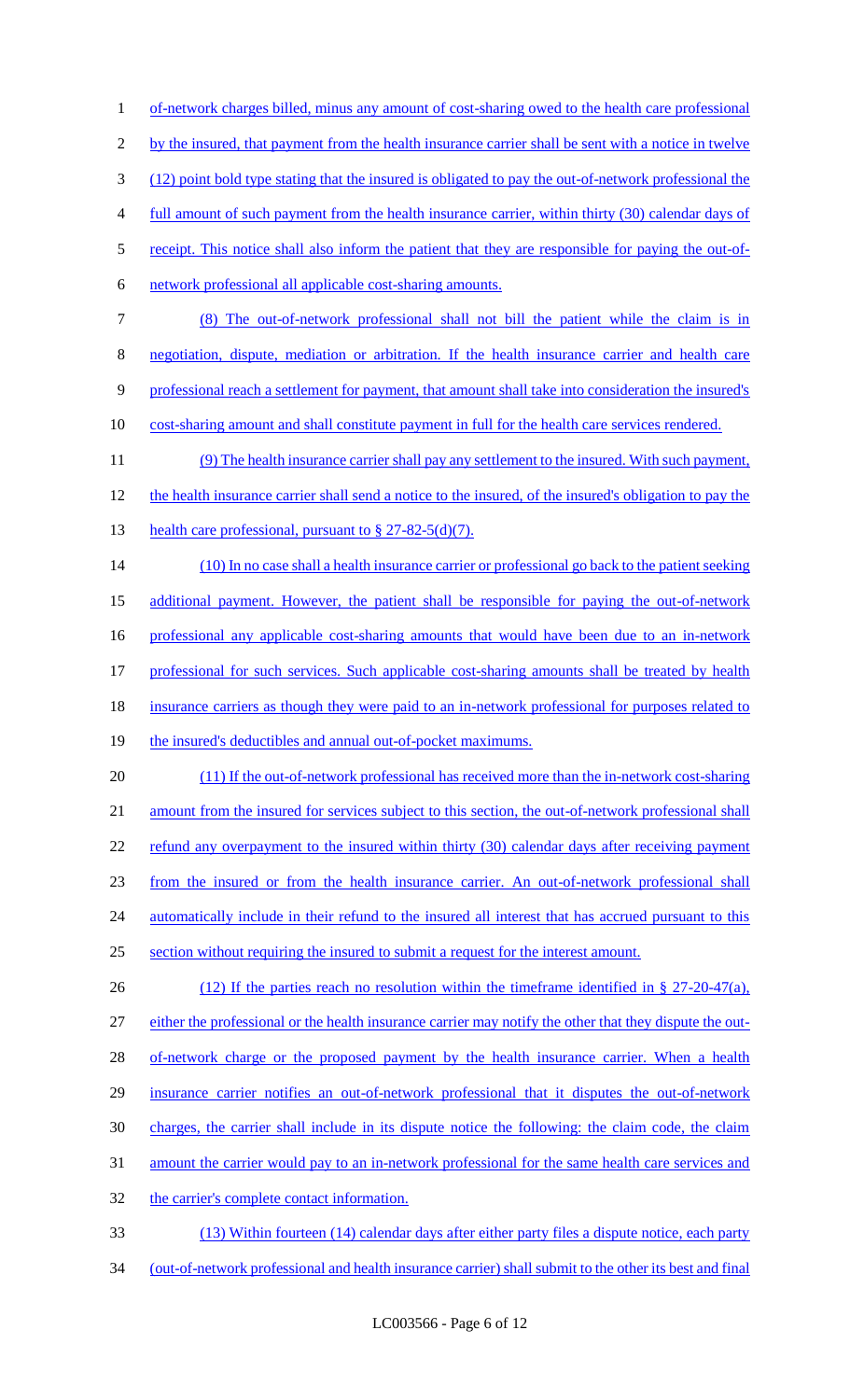of-network charges billed, minus any amount of cost-sharing owed to the health care professional by the insured, that payment from the health insurance carrier shall be sent with a notice in twelve (12) point bold type stating that the insured is obligated to pay the out-of-network professional the full amount of such payment from the health insurance carrier, within thirty (30) calendar days of receipt. This notice shall also inform the patient that they are responsible for paying the out-of-network professional all applicable cost-sharing amounts.

(8) The out-of-network professional shall not bill the patient while the claim is in negotiation, dispute, mediation or arbitration. If the health insurance carrier and health care professional reach a settlement for payment, that amount shall take into consideration the insured's cost-sharing amount and shall constitute payment in full for the health care services rendered.

(9) The health insurance carrier shall pay any settlement to the insured. With such payment, the health insurance carrier shall send a notice to the insured, of the insured's obligation to pay the health care professional, pursuant to § 27-82-5(d)(7).

(10) In no case shall a health insurance carrier or professional go back to the patient seeking additional payment. However, the patient shall be responsible for paying the out-of-network professional any applicable cost-sharing amounts that would have been due to an in-network professional for such services. Such applicable cost-sharing amounts shall be treated by health insurance carriers as though they were paid to an in-network professional for purposes related to the insured's deductibles and annual out-of-pocket maximums.

(11) If the out-of-network professional has received more than the in-network cost-sharing amount from the insured for services subject to this section, the out-of-network professional shall refund any overpayment to the insured within thirty (30) calendar days after receiving payment from the insured or from the health insurance carrier. An out-of-network professional shall automatically include in their refund to the insured all interest that has accrued pursuant to this section without requiring the insured to submit a request for the interest amount.

(12) If the parties reach no resolution within the timeframe identified in § 27-20-47(a), either the professional or the health insurance carrier may notify the other that they dispute the out-of-network charge or the proposed payment by the health insurance carrier. When a health insurance carrier notifies an out-of-network professional that it disputes the out-of-network charges, the carrier shall include in its dispute notice the following: the claim code, the claim amount the carrier would pay to an in-network professional for the same health care services and the carrier's complete contact information.

(13) Within fourteen (14) calendar days after either party files a dispute notice, each party (out-of-network professional and health insurance carrier) shall submit to the other its best and final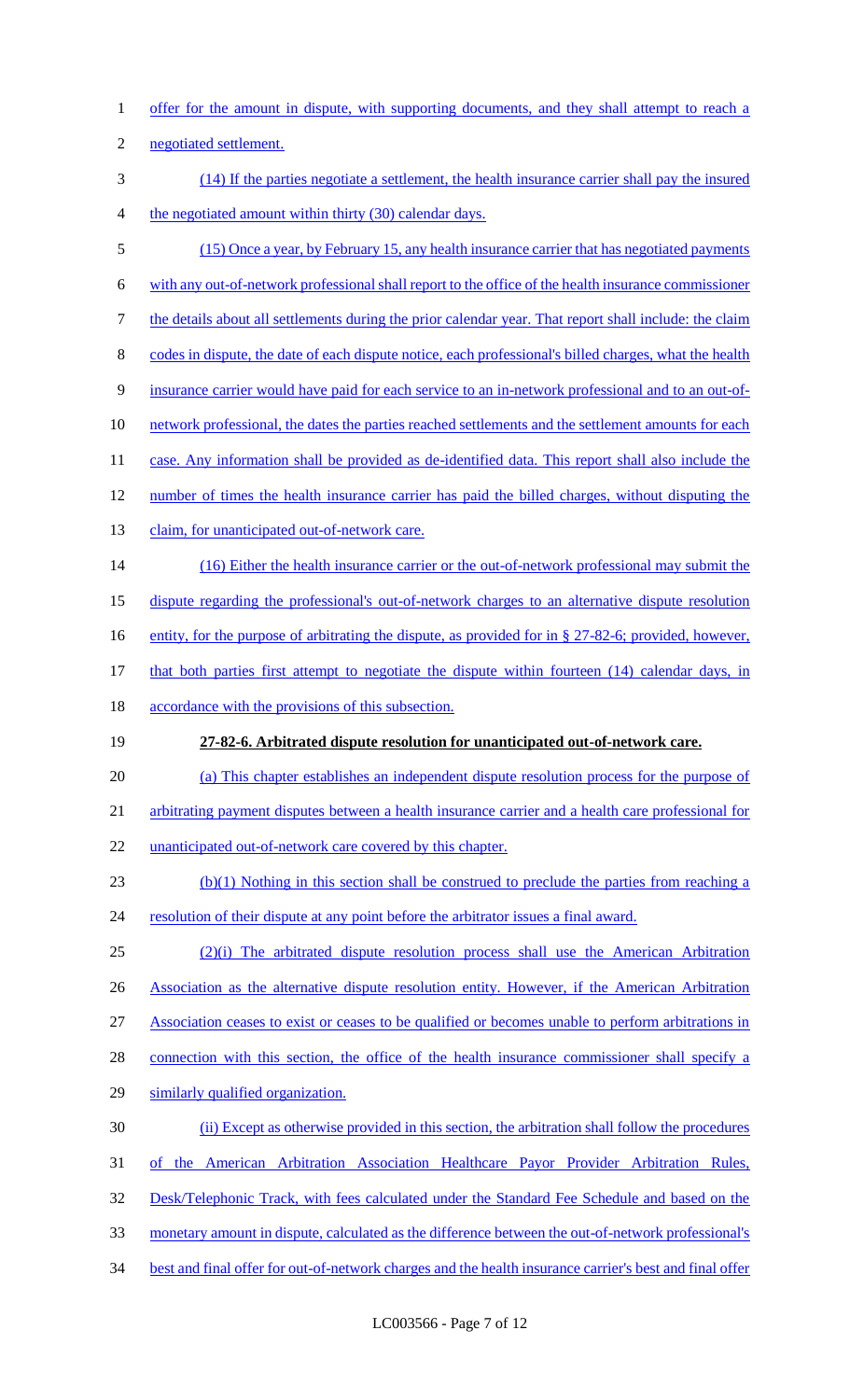offer for the amount in dispute, with supporting documents, and they shall attempt to reach a negotiated settlement.

(14) If the parties negotiate a settlement, the health insurance carrier shall pay the insured the negotiated amount within thirty (30) calendar days.

(15) Once a year, by February 15, any health insurance carrier that has negotiated payments with any out-of-network professional shall report to the office of the health insurance commissioner the details about all settlements during the prior calendar year. That report shall include: the claim codes in dispute, the date of each dispute notice, each professional's billed charges, what the health insurance carrier would have paid for each service to an in-network professional and to an out-of-network professional, the dates the parties reached settlements and the settlement amounts for each case. Any information shall be provided as de-identified data. This report shall also include the number of times the health insurance carrier has paid the billed charges, without disputing the claim, for unanticipated out-of-network care.

(16) Either the health insurance carrier or the out-of-network professional may submit the dispute regarding the professional's out-of-network charges to an alternative dispute resolution entity, for the purpose of arbitrating the dispute, as provided for in § 27-82-6; provided, however, that both parties first attempt to negotiate the dispute within fourteen (14) calendar days, in accordance with the provisions of this subsection.

**27-82-6. Arbitrated dispute resolution for unanticipated out-of-network care.**

(a) This chapter establishes an independent dispute resolution process for the purpose of arbitrating payment disputes between a health insurance carrier and a health care professional for unanticipated out-of-network care covered by this chapter.

(b)(1) Nothing in this section shall be construed to preclude the parties from reaching a resolution of their dispute at any point before the arbitrator issues a final award.

(2)(i) The arbitrated dispute resolution process shall use the American Arbitration Association as the alternative dispute resolution entity. However, if the American Arbitration Association ceases to exist or ceases to be qualified or becomes unable to perform arbitrations in connection with this section, the office of the health insurance commissioner shall specify a similarly qualified organization.

(ii) Except as otherwise provided in this section, the arbitration shall follow the procedures of the American Arbitration Association Healthcare Payor Provider Arbitration Rules, Desk/Telephonic Track, with fees calculated under the Standard Fee Schedule and based on the monetary amount in dispute, calculated as the difference between the out-of-network professional's best and final offer for out-of-network charges and the health insurance carrier's best and final offer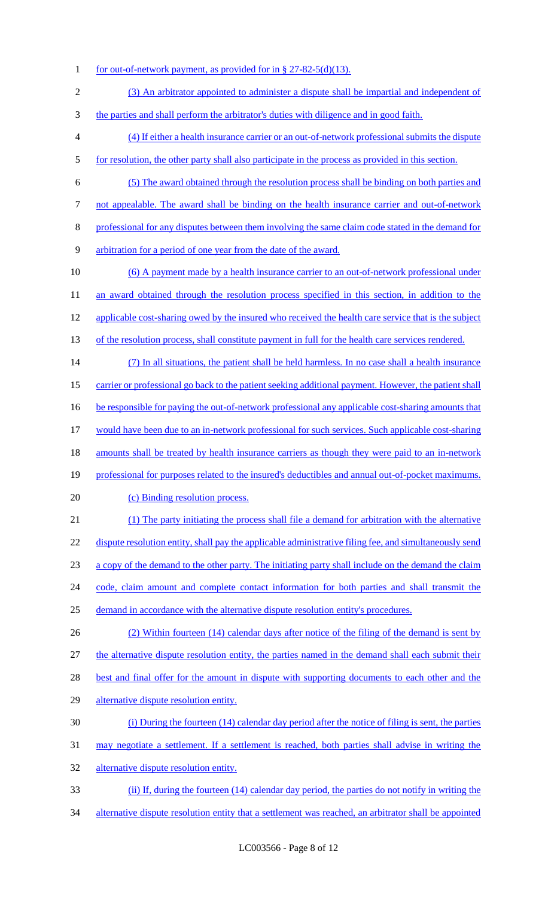for out-of-network payment, as provided for in § 27-82-5(d)(13).

(3) An arbitrator appointed to administer a dispute shall be impartial and independent of the parties and shall perform the arbitrator's duties with diligence and in good faith.

(4) If either a health insurance carrier or an out-of-network professional submits the dispute for resolution, the other party shall also participate in the process as provided in this section.

(5) The award obtained through the resolution process shall be binding on both parties and not appealable. The award shall be binding on the health insurance carrier and out-of-network professional for any disputes between them involving the same claim code stated in the demand for arbitration for a period of one year from the date of the award.

(6) A payment made by a health insurance carrier to an out-of-network professional under an award obtained through the resolution process specified in this section, in addition to the applicable cost-sharing owed by the insured who received the health care service that is the subject of the resolution process, shall constitute payment in full for the health care services rendered.

(7) In all situations, the patient shall be held harmless. In no case shall a health insurance carrier or professional go back to the patient seeking additional payment. However, the patient shall be responsible for paying the out-of-network professional any applicable cost-sharing amounts that would have been due to an in-network professional for such services. Such applicable cost-sharing amounts shall be treated by health insurance carriers as though they were paid to an in-network professional for purposes related to the insured's deductibles and annual out-of-pocket maximums.

(c) Binding resolution process.

(1) The party initiating the process shall file a demand for arbitration with the alternative dispute resolution entity, shall pay the applicable administrative filing fee, and simultaneously send a copy of the demand to the other party. The initiating party shall include on the demand the claim code, claim amount and complete contact information for both parties and shall transmit the demand in accordance with the alternative dispute resolution entity's procedures.

(2) Within fourteen (14) calendar days after notice of the filing of the demand is sent by the alternative dispute resolution entity, the parties named in the demand shall each submit their best and final offer for the amount in dispute with supporting documents to each other and the alternative dispute resolution entity.

(i) During the fourteen (14) calendar day period after the notice of filing is sent, the parties may negotiate a settlement. If a settlement is reached, both parties shall advise in writing the alternative dispute resolution entity.

(ii) If, during the fourteen (14) calendar day period, the parties do not notify in writing the alternative dispute resolution entity that a settlement was reached, an arbitrator shall be appointed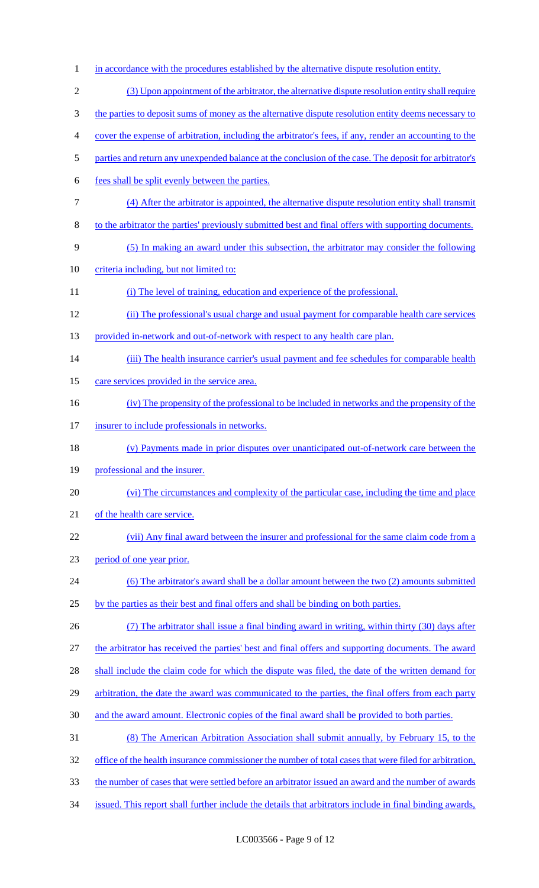in accordance with the procedures established by the alternative dispute resolution entity.

(3) Upon appointment of the arbitrator, the alternative dispute resolution entity shall require the parties to deposit sums of money as the alternative dispute resolution entity deems necessary to cover the expense of arbitration, including the arbitrator's fees, if any, render an accounting to the parties and return any unexpended balance at the conclusion of the case. The deposit for arbitrator's fees shall be split evenly between the parties.

(4) After the arbitrator is appointed, the alternative dispute resolution entity shall transmit to the arbitrator the parties' previously submitted best and final offers with supporting documents.

(5) In making an award under this subsection, the arbitrator may consider the following criteria including, but not limited to:

(i) The level of training, education and experience of the professional.

(ii) The professional's usual charge and usual payment for comparable health care services provided in-network and out-of-network with respect to any health care plan.

(iii) The health insurance carrier's usual payment and fee schedules for comparable health care services provided in the service area.

(iv) The propensity of the professional to be included in networks and the propensity of the insurer to include professionals in networks.

(v) Payments made in prior disputes over unanticipated out-of-network care between the professional and the insurer.

(vi) The circumstances and complexity of the particular case, including the time and place of the health care service.

(vii) Any final award between the insurer and professional for the same claim code from a period of one year prior.

(6) The arbitrator's award shall be a dollar amount between the two (2) amounts submitted by the parties as their best and final offers and shall be binding on both parties.

(7) The arbitrator shall issue a final binding award in writing, within thirty (30) days after the arbitrator has received the parties' best and final offers and supporting documents. The award shall include the claim code for which the dispute was filed, the date of the written demand for arbitration, the date the award was communicated to the parties, the final offers from each party and the award amount. Electronic copies of the final award shall be provided to both parties.

(8) The American Arbitration Association shall submit annually, by February 15, to the office of the health insurance commissioner the number of total cases that were filed for arbitration, the number of cases that were settled before an arbitrator issued an award and the number of awards issued. This report shall further include the details that arbitrators include in final binding awards,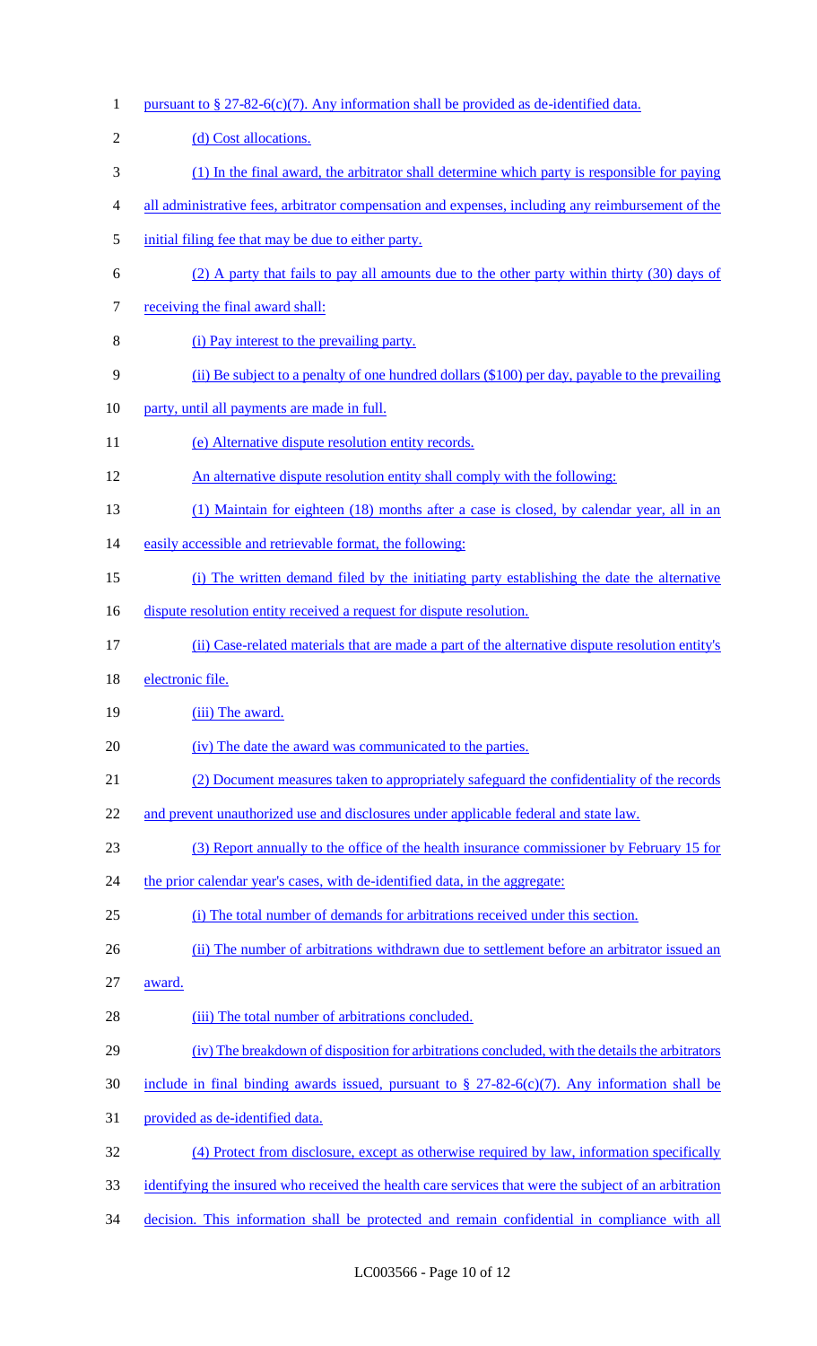pursuant to § 27-82-6(c)(7). Any information shall be provided as de-identified data.

(d) Cost allocations.

(1) In the final award, the arbitrator shall determine which party is responsible for paying all administrative fees, arbitrator compensation and expenses, including any reimbursement of the initial filing fee that may be due to either party.

(2) A party that fails to pay all amounts due to the other party within thirty (30) days of receiving the final award shall:

(i) Pay interest to the prevailing party.

(ii) Be subject to a penalty of one hundred dollars ($100) per day, payable to the prevailing party, until all payments are made in full.

(e) Alternative dispute resolution entity records.

An alternative dispute resolution entity shall comply with the following:

(1) Maintain for eighteen (18) months after a case is closed, by calendar year, all in an easily accessible and retrievable format, the following:

(i) The written demand filed by the initiating party establishing the date the alternative dispute resolution entity received a request for dispute resolution.

(ii) Case-related materials that are made a part of the alternative dispute resolution entity's electronic file.

(iii) The award.

(iv) The date the award was communicated to the parties.

(2) Document measures taken to appropriately safeguard the confidentiality of the records and prevent unauthorized use and disclosures under applicable federal and state law.

(3) Report annually to the office of the health insurance commissioner by February 15 for the prior calendar year's cases, with de-identified data, in the aggregate:

(i) The total number of demands for arbitrations received under this section.

(ii) The number of arbitrations withdrawn due to settlement before an arbitrator issued an award.

(iii) The total number of arbitrations concluded.

(iv) The breakdown of disposition for arbitrations concluded, with the details the arbitrators include in final binding awards issued, pursuant to § 27-82-6(c)(7). Any information shall be provided as de-identified data.

(4) Protect from disclosure, except as otherwise required by law, information specifically identifying the insured who received the health care services that were the subject of an arbitration decision. This information shall be protected and remain confidential in compliance with all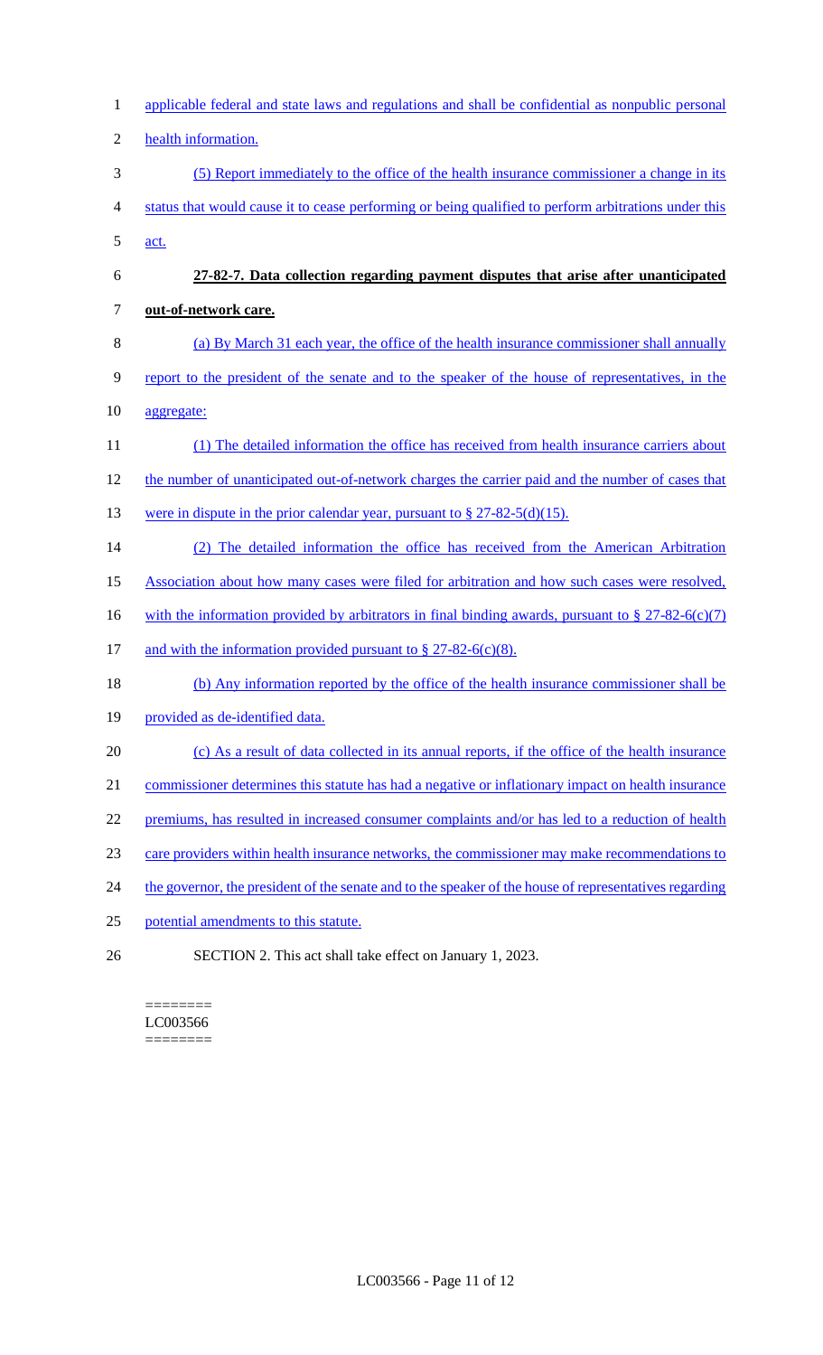applicable federal and state laws and regulations and shall be confidential as nonpublic personal health information.

(5) Report immediately to the office of the health insurance commissioner a change in its status that would cause it to cease performing or being qualified to perform arbitrations under this act.

**27-82-7. Data collection regarding payment disputes that arise after unanticipated out-of-network care.**

(a) By March 31 each year, the office of the health insurance commissioner shall annually report to the president of the senate and to the speaker of the house of representatives, in the aggregate:

(1) The detailed information the office has received from health insurance carriers about the number of unanticipated out-of-network charges the carrier paid and the number of cases that were in dispute in the prior calendar year, pursuant to § 27-82-5(d)(15).

(2) The detailed information the office has received from the American Arbitration Association about how many cases were filed for arbitration and how such cases were resolved, with the information provided by arbitrators in final binding awards, pursuant to § 27-82-6(c)(7) and with the information provided pursuant to § 27-82-6(c)(8).

(b) Any information reported by the office of the health insurance commissioner shall be provided as de-identified data.

(c) As a result of data collected in its annual reports, if the office of the health insurance commissioner determines this statute has had a negative or inflationary impact on health insurance premiums, has resulted in increased consumer complaints and/or has led to a reduction of health care providers within health insurance networks, the commissioner may make recommendations to the governor, the president of the senate and to the speaker of the house of representatives regarding potential amendments to this statute.

SECTION 2. This act shall take effect on January 1, 2023.

========
LC003566
========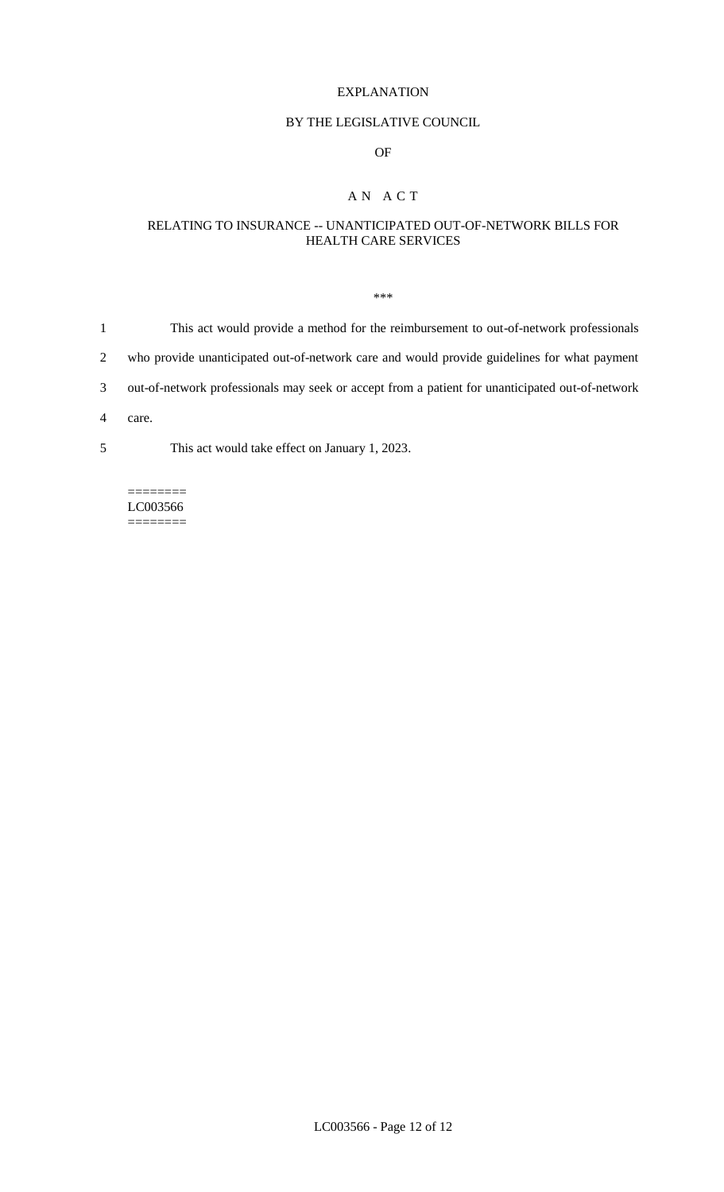EXPLANATION

BY THE LEGISLATIVE COUNCIL

OF

A N A C T

RELATING TO INSURANCE -- UNANTICIPATED OUT-OF-NETWORK BILLS FOR HEALTH CARE SERVICES

\*\*\*

1 This act would provide a method for the reimbursement to out-of-network professionals
2 who provide unanticipated out-of-network care and would provide guidelines for what payment
3 out-of-network professionals may seek or accept from a patient for unanticipated out-of-network
4 care.

5 This act would take effect on January 1, 2023.

========
LC003566
========